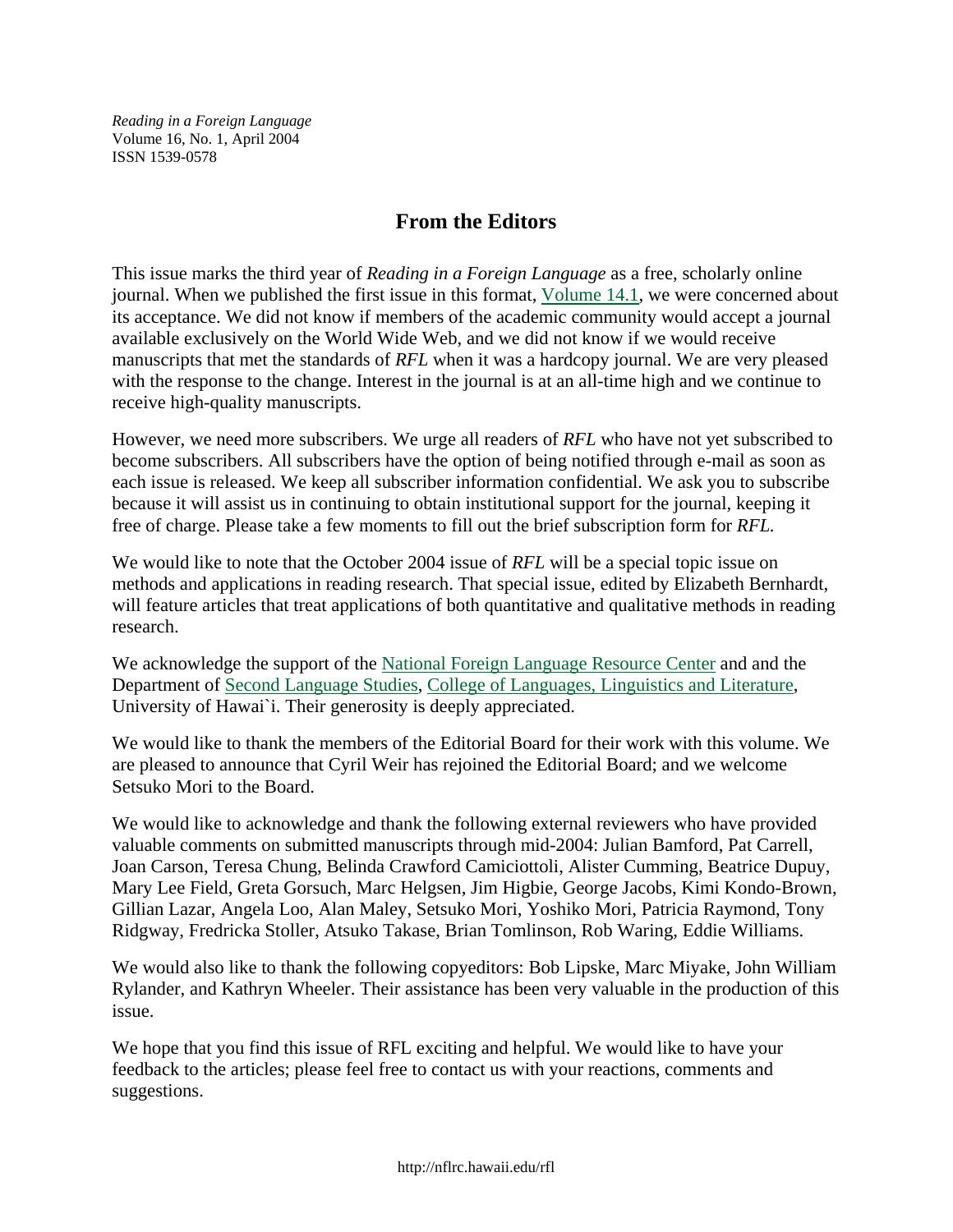*Reading in a Foreign Language*
Volume 16, No. 1, April 2004
ISSN 1539-0578

# From the Editors

This issue marks the third year of *Reading in a Foreign Language* as a free, scholarly online journal. When we published the first issue in this format, Volume 14.1, we were concerned about its acceptance. We did not know if members of the academic community would accept a journal available exclusively on the World Wide Web, and we did not know if we would receive manuscripts that met the standards of *RFL* when it was a hardcopy journal. We are very pleased with the response to the change. Interest in the journal is at an all-time high and we continue to receive high-quality manuscripts.

However, we need more subscribers. We urge all readers of *RFL* who have not yet subscribed to become subscribers. All subscribers have the option of being notified through e-mail as soon as each issue is released. We keep all subscriber information confidential. We ask you to subscribe because it will assist us in continuing to obtain institutional support for the journal, keeping it free of charge. Please take a few moments to fill out the brief subscription form for *RFL.*

We would like to note that the October 2004 issue of *RFL* will be a special topic issue on methods and applications in reading research. That special issue, edited by Elizabeth Bernhardt, will feature articles that treat applications of both quantitative and qualitative methods in reading research.

We acknowledge the support of the National Foreign Language Resource Center and and the Department of Second Language Studies, College of Languages, Linguistics and Literature, University of Hawai`i. Their generosity is deeply appreciated.

We would like to thank the members of the Editorial Board for their work with this volume. We are pleased to announce that Cyril Weir has rejoined the Editorial Board; and we welcome Setsuko Mori to the Board.

We would like to acknowledge and thank the following external reviewers who have provided valuable comments on submitted manuscripts through mid-2004: Julian Bamford, Pat Carrell, Joan Carson, Teresa Chung, Belinda Crawford Camiciottoli, Alister Cumming, Beatrice Dupuy, Mary Lee Field, Greta Gorsuch, Marc Helgsen, Jim Higbie, George Jacobs, Kimi Kondo-Brown, Gillian Lazar, Angela Loo, Alan Maley, Setsuko Mori, Yoshiko Mori, Patricia Raymond, Tony Ridgway, Fredricka Stoller, Atsuko Takase, Brian Tomlinson, Rob Waring, Eddie Williams.

We would also like to thank the following copyeditors: Bob Lipske, Marc Miyake, John William Rylander, and Kathryn Wheeler. Their assistance has been very valuable in the production of this issue.

We hope that you find this issue of RFL exciting and helpful. We would like to have your feedback to the articles; please feel free to contact us with your reactions, comments and suggestions.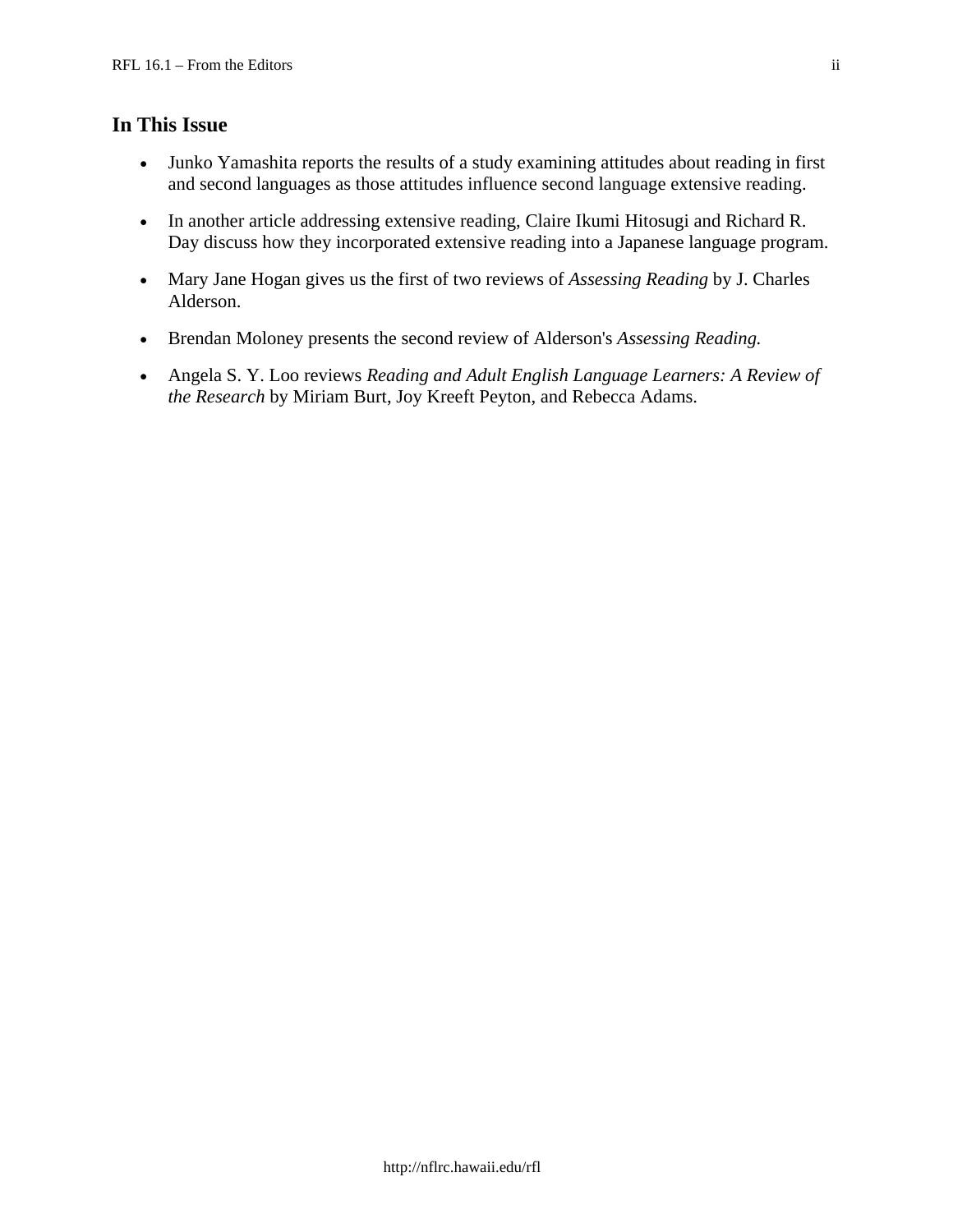## In This Issue

- Junko Yamashita reports the results of a study examining attitudes about reading in first and second languages as those attitudes influence second language extensive reading.
- In another article addressing extensive reading, Claire Ikumi Hitosugi and Richard R. Day discuss how they incorporated extensive reading into a Japanese language program.
- Mary Jane Hogan gives us the first of two reviews of *Assessing Reading* by J. Charles Alderson.
- Brendan Moloney presents the second review of Alderson's *Assessing Reading.*
- Angela S. Y. Loo reviews *Reading and Adult English Language Learners: A Review of the Research* by Miriam Burt, Joy Kreeft Peyton, and Rebecca Adams.